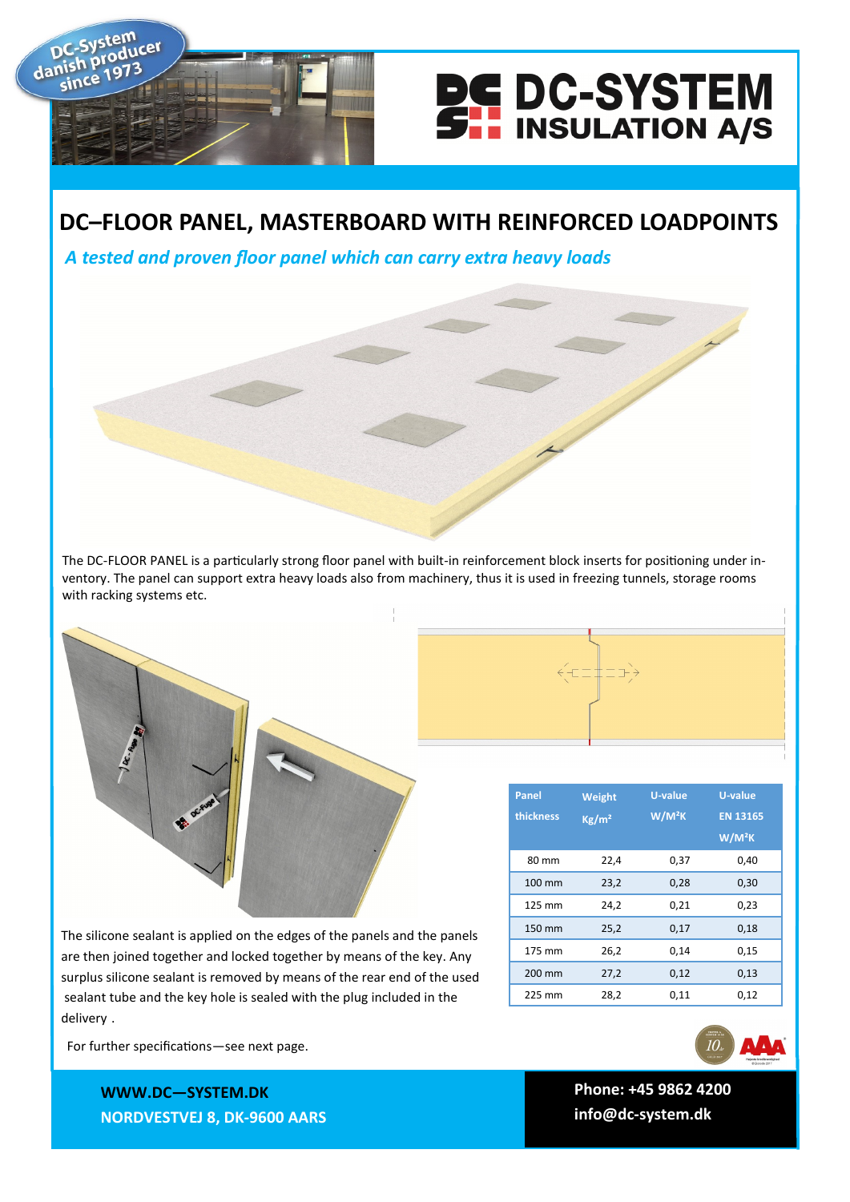DC-System danish producer since 1973

DC-SYSTEM INSULATION A/S

# DC–FLOOR PANEL, MASTERBOARD WITH REINFORCED LOADPOINTS

*A tested and proven floor panel which can carry extra heavy loads*

The DC-FLOOR PANEL is a particularly strong floor panel with built-in reinforcement block inserts for positioning under inventory. The panel can support extra heavy loads also from machinery, thus it is used in freezing tunnels, storage rooms with racking systems etc.

| Panel thickness | Weight Kg/m² | U-value W/M²K | U-value EN 13165 W/M²K |
|---|---|---|---|
| 80 mm | 22,4 | 0,37 | 0,40 |
| 100 mm | 23,2 | 0,28 | 0,30 |
| 125 mm | 24,2 | 0,21 | 0,23 |
| 150 mm | 25,2 | 0,17 | 0,18 |
| 175 mm | 26,2 | 0,14 | 0,15 |
| 200 mm | 27,2 | 0,12 | 0,13 |
| 225 mm | 28,2 | 0,11 | 0,12 |

The silicone sealant is applied on the edges of the panels and the panels are then joined together and locked together by means of the key. Any surplus silicone sealant is removed by means of the rear end of the used sealant tube and the key hole is sealed with the plug included in the delivery .

For further specifications—see next page.

**WWW.DC—SYSTEM.DK**
**NORDVESTVEJ 8, DK-9600 AARS**

**Phone: +45 9862 4200**
**info@dc-system.dk**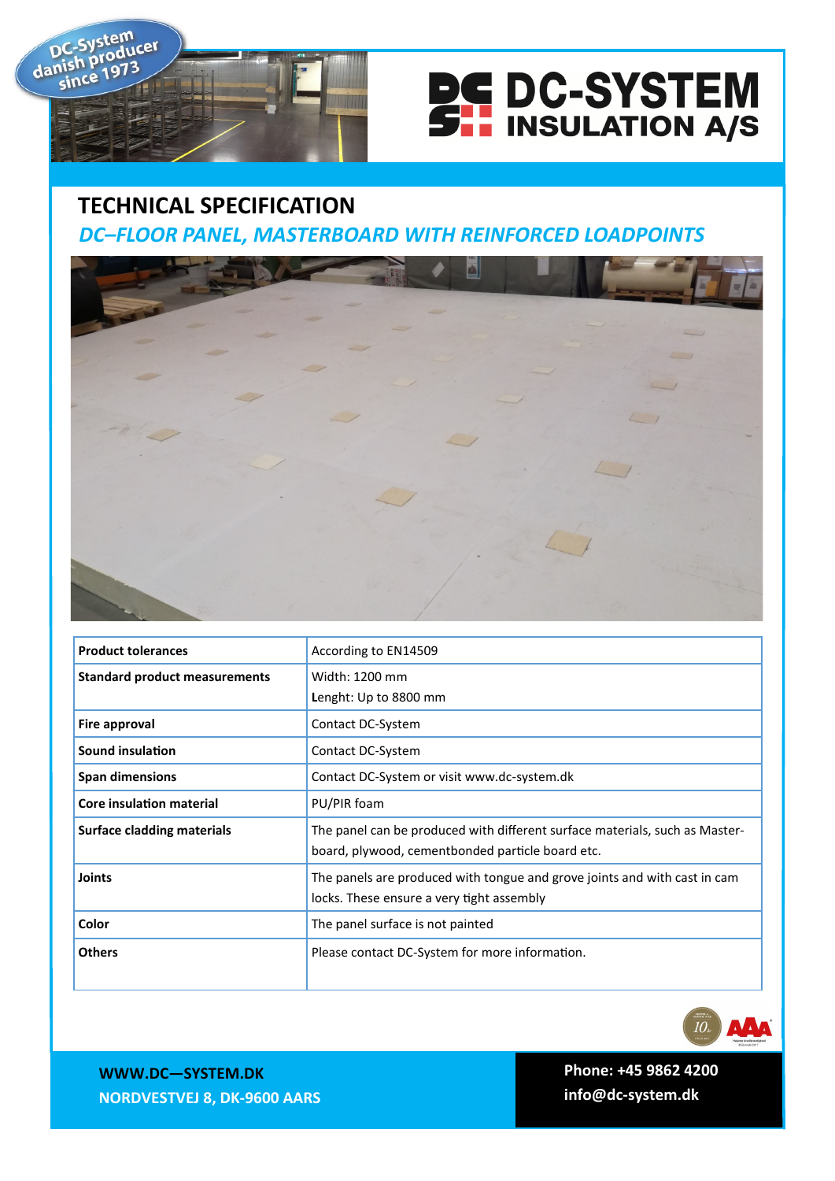DC-System danish producer since 1973

DC-SYSTEM INSULATION A/S

## TECHNICAL SPECIFICATION

### *DC–FLOOR PANEL, MASTERBOARD WITH REINFORCED LOADPOINTS*

| | |
|---|---|
| **Product tolerances** | According to EN14509 |
| **Standard product measurements** | Width: 1200 mm<br>Lenght: Up to 8800 mm |
| **Fire approval** | Contact DC-System |
| **Sound insulation** | Contact DC-System |
| **Span dimensions** | Contact DC-System or visit www.dc-system.dk |
| **Core insulation material** | PU/PIR foam |
| **Surface cladding materials** | The panel can be produced with different surface materials, such as Master-board, plywood, cementbonded particle board etc. |
| **Joints** | The panels are produced with tongue and grove joints and with cast in cam locks. These ensure a very tight assembly |
| **Color** | The panel surface is not painted |
| **Others** | Please contact DC-System for more information. |

**WWW.DC—SYSTEM.DK**
**NORDVESTVEJ 8, DK-9600 AARS**

**Phone: +45 9862 4200**
**info@dc-system.dk**